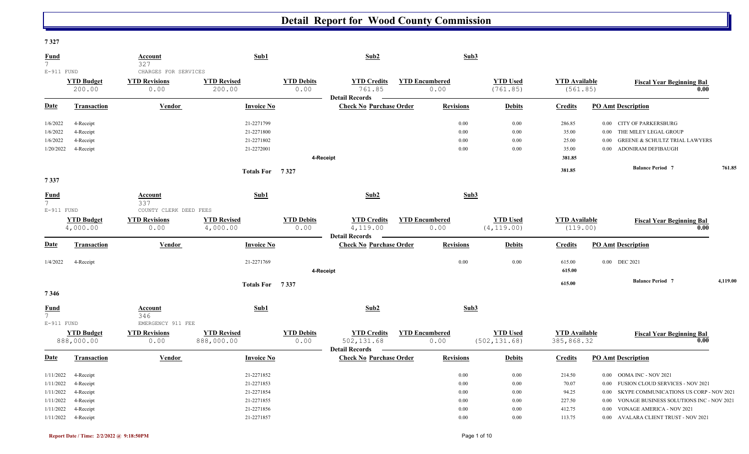# Detail Report for Wood County Commission

## 7 327

| Fund | Account | Sub1 | Sub2 | Sub3 |
|---|---|---|---|---|
| 7 | 327 | | | |
| E-911 FUND | CHARGES FOR SERVICES | | | |

| YTD Budget | YTD Revisions | YTD Revised | YTD Debits | YTD Credits | YTD Encumbered | YTD Used | YTD Available | Fiscal Year Beginning Bal |
|---|---|---|---|---|---|---|---|---|
| 200.00 | 0.00 | 200.00 | 0.00 | 761.85 | 0.00 | (761.85) | (561.85) | 0.00 |

**Detail Records**

| Date | Transaction | Vendor | Invoice No | Check No | Purchase Order | Revisions | Debits | Credits | PO Amt | Description |
|---|---|---|---|---|---|---|---|---|---|---|
| 1/6/2022 | 4-Receipt | | 21-2271799 | | | 0.00 | 0.00 | 286.85 | 0.00 | CITY OF PARKERSBURG |
| 1/6/2022 | 4-Receipt | | 21-2271800 | | | 0.00 | 0.00 | 35.00 | 0.00 | THE MILEY LEGAL GROUP |
| 1/6/2022 | 4-Receipt | | 21-2271802 | | | 0.00 | 0.00 | 25.00 | 0.00 | GREENE & SCHULTZ TRIAL LAWYERS |
| 1/20/2022 | 4-Receipt | | 21-2272001 | | | 0.00 | 0.00 | 35.00 | 0.00 | ADONIRAM DEFIBAUGH |
| | | | | 4-Receipt | | | | 381.85 | | |
| | | | Totals For 7 327 | | | | | 381.85 | | Balance Period 7 761.85 |

## 7 337

| Fund | Account | Sub1 | Sub2 | Sub3 |
|---|---|---|---|---|
| 7 | 337 | | | |
| E-911 FUND | COUNTY CLERK DEED FEES | | | |

| YTD Budget | YTD Revisions | YTD Revised | YTD Debits | YTD Credits | YTD Encumbered | YTD Used | YTD Available | Fiscal Year Beginning Bal |
|---|---|---|---|---|---|---|---|---|
| 4,000.00 | 0.00 | 4,000.00 | 0.00 | 4,119.00 | 0.00 | (4,119.00) | (119.00) | 0.00 |

**Detail Records**

| Date | Transaction | Vendor | Invoice No | Check No | Purchase Order | Revisions | Debits | Credits | PO Amt | Description |
|---|---|---|---|---|---|---|---|---|---|---|
| 1/4/2022 | 4-Receipt | | 21-2271769 | | | 0.00 | 0.00 | 615.00 | 0.00 | DEC 2021 |
| | | | | 4-Receipt | | | | 615.00 | | |
| | | | Totals For 7 337 | | | | | 615.00 | | Balance Period 7 4,119.00 |

## 7 346

| Fund | Account | Sub1 | Sub2 | Sub3 |
|---|---|---|---|---|
| 7 | 346 | | | |
| E-911 FUND | EMERGENCY 911 FEE | | | |

| YTD Budget | YTD Revisions | YTD Revised | YTD Debits | YTD Credits | YTD Encumbered | YTD Used | YTD Available | Fiscal Year Beginning Bal |
|---|---|---|---|---|---|---|---|---|
| 888,000.00 | 0.00 | 888,000.00 | 0.00 | 502,131.68 | 0.00 | (502,131.68) | 385,868.32 | 0.00 |

**Detail Records**

| Date | Transaction | Vendor | Invoice No | Check No | Purchase Order | Revisions | Debits | Credits | PO Amt | Description |
|---|---|---|---|---|---|---|---|---|---|---|
| 1/11/2022 | 4-Receipt | | 21-2271852 | | | 0.00 | 0.00 | 214.50 | 0.00 | OOMA INC - NOV 2021 |
| 1/11/2022 | 4-Receipt | | 21-2271853 | | | 0.00 | 0.00 | 70.07 | 0.00 | FUSION CLOUD SERVICES - NOV 2021 |
| 1/11/2022 | 4-Receipt | | 21-2271854 | | | 0.00 | 0.00 | 94.25 | 0.00 | SKYPE COMMUNICATIONS US CORP - NOV 2021 |
| 1/11/2022 | 4-Receipt | | 21-2271855 | | | 0.00 | 0.00 | 227.50 | 0.00 | VONAGE BUSINESS SOLUTIONS INC - NOV 2021 |
| 1/11/2022 | 4-Receipt | | 21-2271856 | | | 0.00 | 0.00 | 412.75 | 0.00 | VONAGE AMERICA - NOV 2021 |
| 1/11/2022 | 4-Receipt | | 21-2271857 | | | 0.00 | 0.00 | 113.75 | 0.00 | AVALARA CLIENT TRUST - NOV 2021 |

Report Date / Time: 2/2/2022 @ 9:18:50PM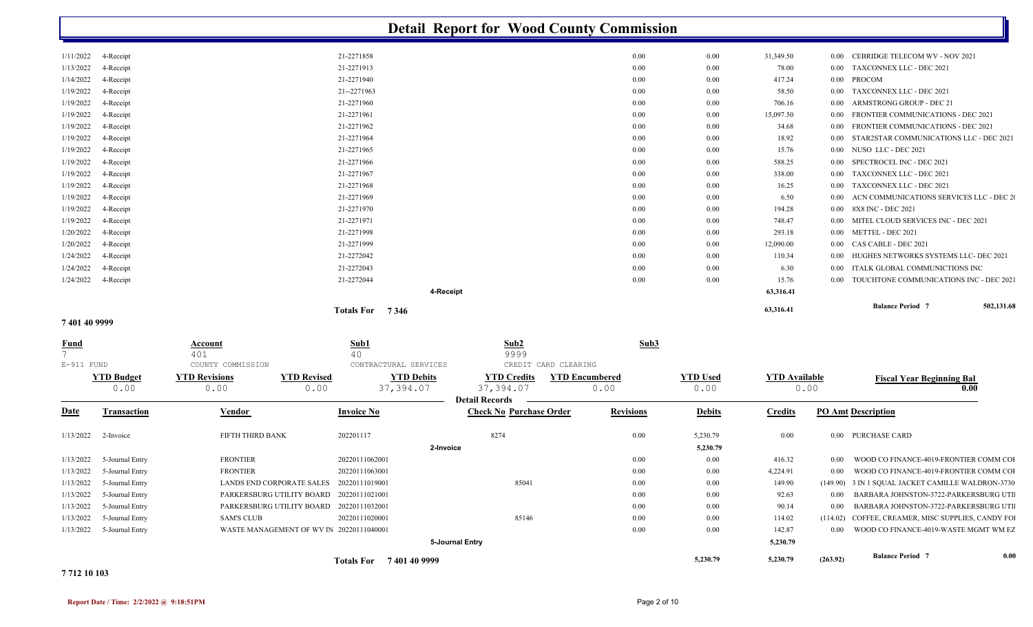# Detail Report for Wood County Commission

| Date | Transaction | Invoice No | Revisions | Debits | Credits | PO Amt | Description |
|---|---|---|---|---|---|---|---|
| 1/11/2022 | 4-Receipt | 21-2271858 | 0.00 | 0.00 | 31,349.50 | 0.00 | CEBRIDGE TELECOM WV - NOV 2021 |
| 1/13/2022 | 4-Receipt | 21-2271913 | 0.00 | 0.00 | 78.00 | 0.00 | TAXCONNEX LLC - DEC 2021 |
| 1/14/2022 | 4-Receipt | 21-2271940 | 0.00 | 0.00 | 417.24 | 0.00 | PROCOM |
| 1/19/2022 | 4-Receipt | 21--2271963 | 0.00 | 0.00 | 58.50 | 0.00 | TAXCONNEX LLC - DEC 2021 |
| 1/19/2022 | 4-Receipt | 21-2271960 | 0.00 | 0.00 | 706.16 | 0.00 | ARMSTRONG GROUP - DEC 21 |
| 1/19/2022 | 4-Receipt | 21-2271961 | 0.00 | 0.00 | 15,097.50 | 0.00 | FRONTIER COMMUNICATIONS - DEC 2021 |
| 1/19/2022 | 4-Receipt | 21-2271962 | 0.00 | 0.00 | 34.68 | 0.00 | FRONTIER COMMUNICATIONS - DEC 2021 |
| 1/19/2022 | 4-Receipt | 21-2271964 | 0.00 | 0.00 | 18.92 | 0.00 | STAR2STAR COMMUNICATIONS LLC - DEC 2021 |
| 1/19/2022 | 4-Receipt | 21-2271965 | 0.00 | 0.00 | 15.76 | 0.00 | NUSO LLC - DEC 2021 |
| 1/19/2022 | 4-Receipt | 21-2271966 | 0.00 | 0.00 | 588.25 | 0.00 | SPECTROCEL INC - DEC 2021 |
| 1/19/2022 | 4-Receipt | 21-2271967 | 0.00 | 0.00 | 338.00 | 0.00 | TAXCONNEX LLC - DEC 2021 |
| 1/19/2022 | 4-Receipt | 21-2271968 | 0.00 | 0.00 | 16.25 | 0.00 | TAXCONNEX LLC - DEC 2021 |
| 1/19/2022 | 4-Receipt | 21-2271969 | 0.00 | 0.00 | 6.50 | 0.00 | ACN COMMUNICATIONS SERVICES LLC - DEC 20 |
| 1/19/2022 | 4-Receipt | 21-2271970 | 0.00 | 0.00 | 194.28 | 0.00 | 8X8 INC - DEC 2021 |
| 1/19/2022 | 4-Receipt | 21-2271971 | 0.00 | 0.00 | 748.47 | 0.00 | MITEL CLOUD SERVICES INC - DEC 2021 |
| 1/20/2022 | 4-Receipt | 21-2271998 | 0.00 | 0.00 | 293.18 | 0.00 | METTEL - DEC 2021 |
| 1/20/2022 | 4-Receipt | 21-2271999 | 0.00 | 0.00 | 12,090.00 | 0.00 | CAS CABLE - DEC 2021 |
| 1/24/2022 | 4-Receipt | 21-2272042 | 0.00 | 0.00 | 110.34 | 0.00 | HUGHES NETWORKS SYSTEMS LLC- DEC 2021 |
| 1/24/2022 | 4-Receipt | 21-2272043 | 0.00 | 0.00 | 6.30 | 0.00 | ITALK GLOBAL COMMUNICTIONS INC |
| 1/24/2022 | 4-Receipt | 21-2272044 | 0.00 | 0.00 | 15.76 | 0.00 | TOUCHTONE COMMUNICATIONS INC - DEC 2021 |
| | | 4-Receipt | | | 63,316.41 | | |
| | | Totals For 7 346 | | | 63,316.41 | | Balance Period 7: 502,131.68 |

**7 401 40 9999**

| Fund | Account | Sub1 | Sub2 | Sub3 |
|---|---|---|---|---|
| 7 | 401 | 40 | 9999 | |
| E-911 FUND | COUNTY COMMISSION | CONTRACTURAL SERVICES | CREDIT CARD CLEARING | |

| YTD Budget | YTD Revisions | YTD Revised | YTD Debits | YTD Credits | YTD Encumbered | YTD Used | YTD Available | Fiscal Year Beginning Bal |
|---|---|---|---|---|---|---|---|---|
| 0.00 | 0.00 | 0.00 | 37,394.07 | 37,394.07 | 0.00 | 0.00 | 0.00 | 0.00 |

**Detail Records**

| Date | Transaction | Vendor | Invoice No | Check No | Purchase Order | Revisions | Debits | Credits | PO Amt | Description |
|---|---|---|---|---|---|---|---|---|---|---|
| 1/13/2022 | 2-Invoice | FIFTH THIRD BANK | 202201117 | 8274 | | 0.00 | 5,230.79 | 0.00 | 0.00 | PURCHASE CARD |
| | | | 2-Invoice | | | | 5,230.79 | | | |
| 1/13/2022 | 5-Journal Entry | FRONTIER | 20220111062001 | | | 0.00 | 0.00 | 416.32 | 0.00 | WOOD CO FINANCE-4019-FRONTIER COMM COF |
| 1/13/2022 | 5-Journal Entry | FRONTIER | 20220111063001 | | | 0.00 | 0.00 | 4,224.91 | 0.00 | WOOD CO FINANCE-4019-FRONTIER COMM COF |
| 1/13/2022 | 5-Journal Entry | LANDS END CORPORATE SALES | 20220111019001 | | 85041 | 0.00 | 0.00 | 149.90 | (149.90) | 3 IN 1 SQUAL JACKET CAMILLE WALDRON-3730 |
| 1/13/2022 | 5-Journal Entry | PARKERSBURG UTILITY BOARD | 20220111021001 | | | 0.00 | 0.00 | 92.63 | 0.00 | BARBARA JOHNSTON-3722-PARKERSBURG UTII |
| 1/13/2022 | 5-Journal Entry | PARKERSBURG UTILITY BOARD | 20220111032001 | | | 0.00 | 0.00 | 90.14 | 0.00 | BARBARA JOHNSTON-3722-PARKERSBURG UTII |
| 1/13/2022 | 5-Journal Entry | SAM'S CLUB | 20220111020001 | | 85146 | 0.00 | 0.00 | 114.02 | (114.02) | COFFEE, CREAMER, MISC SUPPLIES, CANDY FOI |
| 1/13/2022 | 5-Journal Entry | WASTE MANAGEMENT OF WV IN | 20220111040001 | | | 0.00 | 0.00 | 142.87 | 0.00 | WOOD CO FINANCE-4019-WASTE MGMT WM EZ |
| | | | 5-Journal Entry | | | | | 5,230.79 | | |
| | | | Totals For 7 401 40 9999 | | | | 5,230.79 | 5,230.79 | (263.92) | Balance Period 7: 0.00 |

**7 712 10 103**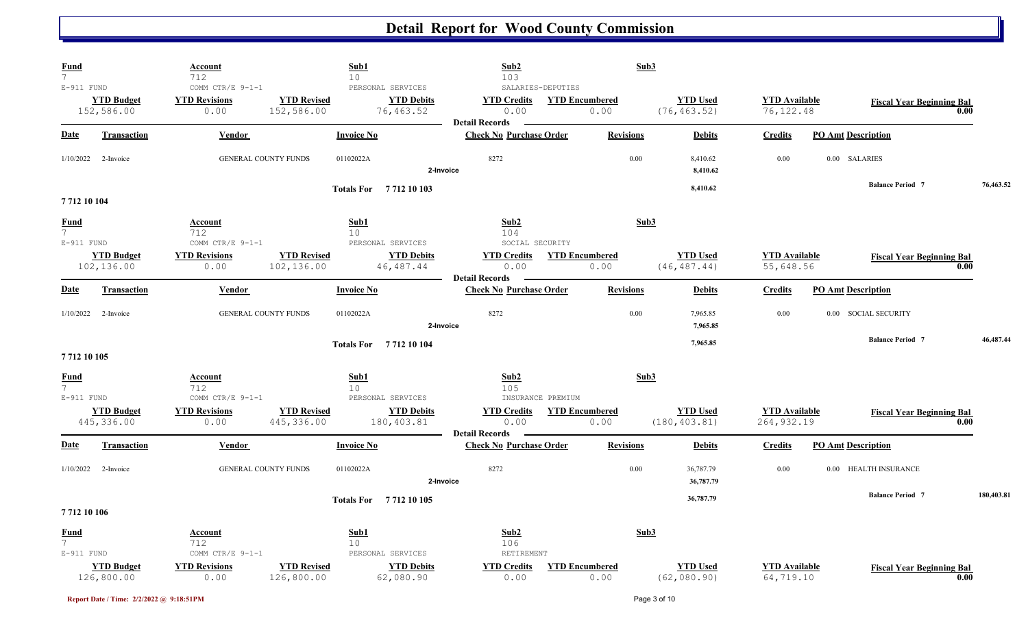# Detail Report for Wood County Commission

| Fund | Account | | Sub1 | Sub2 | | Sub3 | | |
|---|---|---|---|---|---|---|---|---|
| 7 | 712 | | 10 | 103 | | | | |
| E-911 FUND | COMM CTR/E 9-1-1 | | PERSONAL SERVICES | SALARIES-DEPUTIES | | | | |
| **YTD Budget** | **YTD Revisions** | **YTD Revised** | **YTD Debits** | **YTD Credits** | **YTD Encumbered** | **YTD Used** | **YTD Available** | **Fiscal Year Beginning Bal** |
| 152,586.00 | 0.00 | 152,586.00 | 76,463.52 | 0.00 | 0.00 | (76,463.52) | 76,122.48 | 0.00 |

**Detail Records**

| Date | Transaction | Vendor | Invoice No | Check No | Purchase Order | Revisions | Debits | Credits | PO Amt | Description |
|---|---|---|---|---|---|---|---|---|---|---|
| 1/10/2022 | 2-Invoice | GENERAL COUNTY FUNDS | 01102022A | 8272 | | 0.00 | 8,410.62 | 0.00 | 0.00 | SALARIES |
| | | | 2-Invoice | | | | 8,410.62 | | | |
| | | | Totals For 7 712 10 103 | | | | 8,410.62 | | | Balance Period 7 76,463.52 |

**7 712 10 104**

| Fund | Account | | Sub1 | Sub2 | | Sub3 | | |
|---|---|---|---|---|---|---|---|---|
| 7 | 712 | | 10 | 104 | | | | |
| E-911 FUND | COMM CTR/E 9-1-1 | | PERSONAL SERVICES | SOCIAL SECURITY | | | | |
| **YTD Budget** | **YTD Revisions** | **YTD Revised** | **YTD Debits** | **YTD Credits** | **YTD Encumbered** | **YTD Used** | **YTD Available** | **Fiscal Year Beginning Bal** |
| 102,136.00 | 0.00 | 102,136.00 | 46,487.44 | 0.00 | 0.00 | (46,487.44) | 55,648.56 | 0.00 |

**Detail Records**

| Date | Transaction | Vendor | Invoice No | Check No | Purchase Order | Revisions | Debits | Credits | PO Amt | Description |
|---|---|---|---|---|---|---|---|---|---|---|
| 1/10/2022 | 2-Invoice | GENERAL COUNTY FUNDS | 01102022A | 8272 | | 0.00 | 7,965.85 | 0.00 | 0.00 | SOCIAL SECURITY |
| | | | 2-Invoice | | | | 7,965.85 | | | |
| | | | Totals For 7 712 10 104 | | | | 7,965.85 | | | Balance Period 7 46,487.44 |

**7 712 10 105**

| Fund | Account | | Sub1 | Sub2 | | Sub3 | | |
|---|---|---|---|---|---|---|---|---|
| 7 | 712 | | 10 | 105 | | | | |
| E-911 FUND | COMM CTR/E 9-1-1 | | PERSONAL SERVICES | INSURANCE PREMIUM | | | | |
| **YTD Budget** | **YTD Revisions** | **YTD Revised** | **YTD Debits** | **YTD Credits** | **YTD Encumbered** | **YTD Used** | **YTD Available** | **Fiscal Year Beginning Bal** |
| 445,336.00 | 0.00 | 445,336.00 | 180,403.81 | 0.00 | 0.00 | (180,403.81) | 264,932.19 | 0.00 |

**Detail Records**

| Date | Transaction | Vendor | Invoice No | Check No | Purchase Order | Revisions | Debits | Credits | PO Amt | Description |
|---|---|---|---|---|---|---|---|---|---|---|
| 1/10/2022 | 2-Invoice | GENERAL COUNTY FUNDS | 01102022A | 8272 | | 0.00 | 36,787.79 | 0.00 | 0.00 | HEALTH INSURANCE |
| | | | 2-Invoice | | | | 36,787.79 | | | |
| | | | Totals For 7 712 10 105 | | | | 36,787.79 | | | Balance Period 7 180,403.81 |

**7 712 10 106**

| Fund | Account | | Sub1 | Sub2 | | Sub3 | | |
|---|---|---|---|---|---|---|---|---|
| 7 | 712 | | 10 | 106 | | | | |
| E-911 FUND | COMM CTR/E 9-1-1 | | PERSONAL SERVICES | RETIREMENT | | | | |
| **YTD Budget** | **YTD Revisions** | **YTD Revised** | **YTD Debits** | **YTD Credits** | **YTD Encumbered** | **YTD Used** | **YTD Available** | **Fiscal Year Beginning Bal** |
| 126,800.00 | 0.00 | 126,800.00 | 62,080.90 | 0.00 | 0.00 | (62,080.90) | 64,719.10 | 0.00 |

Report Date / Time: 2/2/2022 @ 9:18:51PM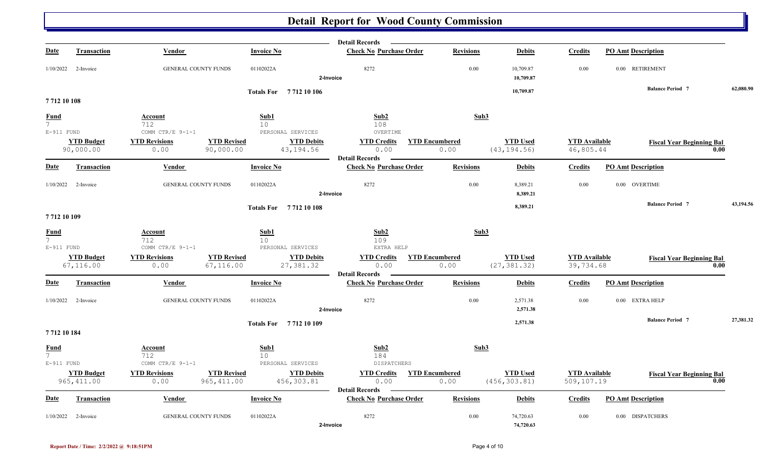# Detail Report for Wood County Commission

| Date | Transaction | Vendor | Invoice No | Check No | Purchase Order | Revisions | Debits | Credits | PO Amt | Description |
|---|---|---|---|---|---|---|---|---|---|---|
| 1/10/2022 | 2-Invoice | GENERAL COUNTY FUNDS | 01102022A | 8272 | | 0.00 | 10,709.87 | 0.00 | 0.00 | RETIREMENT |
| | | | 2-Invoice | | | | 10,709.87 | | | |

**Totals For 7 712 10 106** — 10,709.87 — **Balance Period 7** 62,080.90

## 7 712 10 108

| Fund | Account | Sub1 | Sub2 | Sub3 |
|---|---|---|---|---|
| 7 | 712 | 10 | 108 | |
| E-911 FUND | COMM CTR/E 9-1-1 | PERSONAL SERVICES | OVERTIME | |

| YTD Budget | YTD Revisions | YTD Revised | YTD Debits | YTD Credits | YTD Encumbered | YTD Used | YTD Available | Fiscal Year Beginning Bal |
|---|---|---|---|---|---|---|---|---|
| 90,000.00 | 0.00 | 90,000.00 | 43,194.56 | 0.00 | 0.00 | (43,194.56) | 46,805.44 | 0.00 |

**Detail Records**

| Date | Transaction | Vendor | Invoice No | Check No | Purchase Order | Revisions | Debits | Credits | PO Amt | Description |
|---|---|---|---|---|---|---|---|---|---|---|
| 1/10/2022 | 2-Invoice | GENERAL COUNTY FUNDS | 01102022A | 8272 | | 0.00 | 8,389.21 | 0.00 | 0.00 | OVERTIME |
| | | | 2-Invoice | | | | 8,389.21 | | | |

**Totals For 7 712 10 108** — 8,389.21 — **Balance Period 7** 43,194.56

## 7 712 10 109

| Fund | Account | Sub1 | Sub2 | Sub3 |
|---|---|---|---|---|
| 7 | 712 | 10 | 109 | |
| E-911 FUND | COMM CTR/E 9-1-1 | PERSONAL SERVICES | EXTRA HELP | |

| YTD Budget | YTD Revisions | YTD Revised | YTD Debits | YTD Credits | YTD Encumbered | YTD Used | YTD Available | Fiscal Year Beginning Bal |
|---|---|---|---|---|---|---|---|---|
| 67,116.00 | 0.00 | 67,116.00 | 27,381.32 | 0.00 | 0.00 | (27,381.32) | 39,734.68 | 0.00 |

**Detail Records**

| Date | Transaction | Vendor | Invoice No | Check No | Purchase Order | Revisions | Debits | Credits | PO Amt | Description |
|---|---|---|---|---|---|---|---|---|---|---|
| 1/10/2022 | 2-Invoice | GENERAL COUNTY FUNDS | 01102022A | 8272 | | 0.00 | 2,571.38 | 0.00 | 0.00 | EXTRA HELP |
| | | | 2-Invoice | | | | 2,571.38 | | | |

**Totals For 7 712 10 109** — 2,571.38 — **Balance Period 7** 27,381.32

## 7 712 10 184

| Fund | Account | Sub1 | Sub2 | Sub3 |
|---|---|---|---|---|
| 7 | 712 | 10 | 184 | |
| E-911 FUND | COMM CTR/E 9-1-1 | PERSONAL SERVICES | DISPATCHERS | |

| YTD Budget | YTD Revisions | YTD Revised | YTD Debits | YTD Credits | YTD Encumbered | YTD Used | YTD Available | Fiscal Year Beginning Bal |
|---|---|---|---|---|---|---|---|---|
| 965,411.00 | 0.00 | 965,411.00 | 456,303.81 | 0.00 | 0.00 | (456,303.81) | 509,107.19 | 0.00 |

**Detail Records**

| Date | Transaction | Vendor | Invoice No | Check No | Purchase Order | Revisions | Debits | Credits | PO Amt | Description |
|---|---|---|---|---|---|---|---|---|---|---|
| 1/10/2022 | 2-Invoice | GENERAL COUNTY FUNDS | 01102022A | 8272 | | 0.00 | 74,720.63 | 0.00 | 0.00 | DISPATCHERS |
| | | | 2-Invoice | | | | 74,720.63 | | | |

Report Date / Time: 2/2/2022 @ 9:18:51PM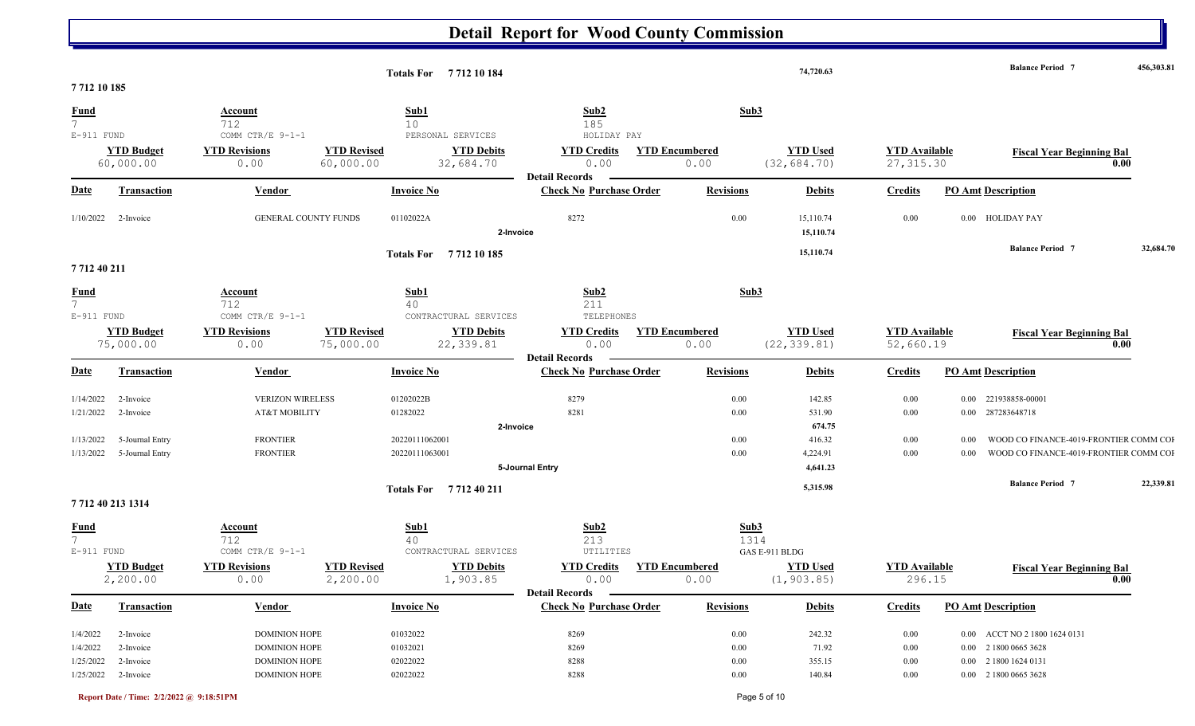# Detail Report for Wood County Commission

| | | | Totals For 7 712 10 184 | | | | 74,720.63 | | Balance Period 7 | 456,303.81 |
|---|---|---|---|---|---|---|---|---|---|---|

## 7 712 10 185

| Fund | Account | | Sub1 | Sub2 | | Sub3 | | | |
|---|---|---|---|---|---|---|---|---|---|
| 7 | 712 | | 10 | 185 | | | | | |
| E-911 FUND | COMM CTR/E 9-1-1 | | PERSONAL SERVICES | HOLIDAY PAY | | | | | |
| **YTD Budget** | **YTD Revisions** | **YTD Revised** | **YTD Debits** | **YTD Credits** | **YTD Encumbered** | **YTD Used** | **YTD Available** | **Fiscal Year Beginning Bal** | |
| 60,000.00 | 0.00 | 60,000.00 | 32,684.70 | 0.00 | 0.00 | (32,684.70) | 27,315.30 | 0.00 | |

**Detail Records**

| Date | Transaction | Vendor | Invoice No | Check No | Purchase Order | Revisions | Debits | Credits | PO Amt | Description |
|---|---|---|---|---|---|---|---|---|---|---|
| 1/10/2022 | 2-Invoice | GENERAL COUNTY FUNDS | 01102022A | 8272 | | 0.00 | 15,110.74 | 0.00 | 0.00 | HOLIDAY PAY |
| | 2-Invoice | | | | | | 15,110.74 | | | |
| | | | Totals For 7 712 10 185 | | | | 15,110.74 | | | Balance Period 7 32,684.70 |

## 7 712 40 211

| Fund | Account | | Sub1 | Sub2 | | Sub3 | | | |
|---|---|---|---|---|---|---|---|---|---|
| 7 | 712 | | 40 | 211 | | | | | |
| E-911 FUND | COMM CTR/E 9-1-1 | | CONTRACTUAL SERVICES | TELEPHONES | | | | | |
| **YTD Budget** | **YTD Revisions** | **YTD Revised** | **YTD Debits** | **YTD Credits** | **YTD Encumbered** | **YTD Used** | **YTD Available** | **Fiscal Year Beginning Bal** | |
| 75,000.00 | 0.00 | 75,000.00 | 22,339.81 | 0.00 | 0.00 | (22,339.81) | 52,660.19 | 0.00 | |

**Detail Records**

| Date | Transaction | Vendor | Invoice No | Check No | Purchase Order | Revisions | Debits | Credits | PO Amt | Description |
|---|---|---|---|---|---|---|---|---|---|---|
| 1/14/2022 | 2-Invoice | VERIZON WIRELESS | 01202022B | 8279 | | 0.00 | 142.85 | 0.00 | 0.00 | 221938858-00001 |
| 1/21/2022 | 2-Invoice | AT&T MOBILITY | 01282022 | 8281 | | 0.00 | 531.90 | 0.00 | 0.00 | 287283648718 |
| | 2-Invoice | | | | | | 674.75 | | | |
| 1/13/2022 | 5-Journal Entry | FRONTIER | 20220111062001 | | | 0.00 | 416.32 | 0.00 | 0.00 | WOOD CO FINANCE-4019-FRONTIER COMM COI |
| 1/13/2022 | 5-Journal Entry | FRONTIER | 20220111063001 | | | 0.00 | 4,224.91 | 0.00 | 0.00 | WOOD CO FINANCE-4019-FRONTIER COMM COI |
| | 5-Journal Entry | | | | | | 4,641.23 | | | |
| | | | Totals For 7 712 40 211 | | | | 5,315.98 | | | Balance Period 7 22,339.81 |

## 7 712 40 213 1314

| Fund | Account | | Sub1 | Sub2 | | Sub3 | | | |
|---|---|---|---|---|---|---|---|---|---|
| 7 | 712 | | 40 | 213 | | 1314 | | | |
| E-911 FUND | COMM CTR/E 9-1-1 | | CONTRACTUAL SERVICES | UTILITIES | | GAS E-911 BLDG | | | |
| **YTD Budget** | **YTD Revisions** | **YTD Revised** | **YTD Debits** | **YTD Credits** | **YTD Encumbered** | **YTD Used** | **YTD Available** | **Fiscal Year Beginning Bal** | |
| 2,200.00 | 0.00 | 2,200.00 | 1,903.85 | 0.00 | 0.00 | (1,903.85) | 296.15 | 0.00 | |

**Detail Records**

| Date | Transaction | Vendor | Invoice No | Check No | Purchase Order | Revisions | Debits | Credits | PO Amt | Description |
|---|---|---|---|---|---|---|---|---|---|---|
| 1/4/2022 | 2-Invoice | DOMINION HOPE | 01032022 | 8269 | | 0.00 | 242.32 | 0.00 | 0.00 | ACCT NO 2 1800 1624 0131 |
| 1/4/2022 | 2-Invoice | DOMINION HOPE | 01032021 | 8269 | | 0.00 | 71.92 | 0.00 | 0.00 | 2 1800 0665 3628 |
| 1/25/2022 | 2-Invoice | DOMINION HOPE | 02022022 | 8288 | | 0.00 | 355.15 | 0.00 | 0.00 | 2 1800 1624 0131 |
| 1/25/2022 | 2-Invoice | DOMINION HOPE | 02022022 | 8288 | | 0.00 | 140.84 | 0.00 | 0.00 | 2 1800 0665 3628 |

Report Date / Time: 2/2/2022 @ 9:18:51PM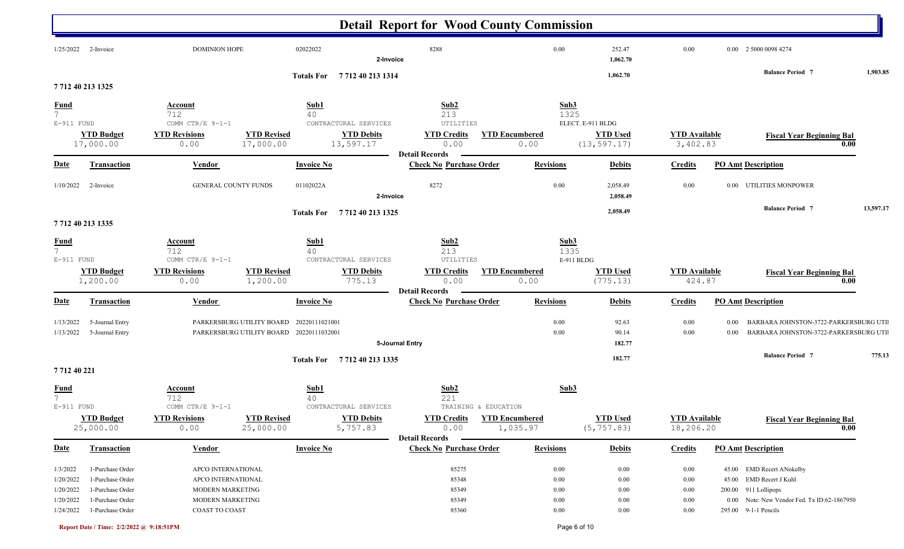# Detail Report for Wood County Commission

| Date | Transaction | Vendor | Invoice No | Check No | Purchase Order | Revisions | Debits | Credits | PO Amt | Description |
|---|---|---|---|---|---|---|---|---|---|---|
| 1/25/2022 | 2-Invoice | DOMINION HOPE | 02022022 | 8288 | | 0.00 | 252.47 | 0.00 | 0.00 | 2 5000 0098 4274 |
| | | | 2-Invoice | | | | 1,062.70 | | | |

Totals For 7 712 40 213 1314 — 1,062.70 — Balance Period 7: 1,903.85

## 7 712 40 213 1325

| Fund | Account | Sub1 | Sub2 | Sub3 |
|---|---|---|---|---|
| 7 | 712 | 40 | 213 | 1325 |
| E-911 FUND | COMM CTR/E 9-1-1 | CONTRACTURAL SERVICES | UTILITIES | ELECT. E-911 BLDG |

| YTD Budget | YTD Revisions | YTD Revised | YTD Debits | YTD Credits | YTD Encumbered | YTD Used | YTD Available | Fiscal Year Beginning Bal |
|---|---|---|---|---|---|---|---|---|
| 17,000.00 | 0.00 | 17,000.00 | 13,597.17 | 0.00 | 0.00 | (13,597.17) | 3,402.83 | 0.00 |

**Detail Records**

| Date | Transaction | Vendor | Invoice No | Check No | Purchase Order | Revisions | Debits | Credits | PO Amt | Description |
|---|---|---|---|---|---|---|---|---|---|---|
| 1/10/2022 | 2-Invoice | GENERAL COUNTY FUNDS | 01102022A | 8272 | | 0.00 | 2,058.49 | 0.00 | 0.00 | UTILITIES MONPOWER |
| | | | 2-Invoice | | | | 2,058.49 | | | |

Totals For 7 712 40 213 1325 — 2,058.49 — Balance Period 7: 13,597.17

## 7 712 40 213 1335

| Fund | Account | Sub1 | Sub2 | Sub3 |
|---|---|---|---|---|
| 7 | 712 | 40 | 213 | 1335 |
| E-911 FUND | COMM CTR/E 9-1-1 | CONTRACTURAL SERVICES | UTILITIES | E-911 BLDG |

| YTD Budget | YTD Revisions | YTD Revised | YTD Debits | YTD Credits | YTD Encumbered | YTD Used | YTD Available | Fiscal Year Beginning Bal |
|---|---|---|---|---|---|---|---|---|
| 1,200.00 | 0.00 | 1,200.00 | 775.13 | 0.00 | 0.00 | (775.13) | 424.87 | 0.00 |

**Detail Records**

| Date | Transaction | Vendor | Invoice No | Check No | Purchase Order | Revisions | Debits | Credits | PO Amt | Description |
|---|---|---|---|---|---|---|---|---|---|---|
| 1/13/2022 | 5-Journal Entry | PARKERSBURG UTILITY BOARD | 20220111021001 | | | 0.00 | 92.63 | 0.00 | 0.00 | BARBARA JOHNSTON-3722-PARKERSBURG UTII |
| 1/13/2022 | 5-Journal Entry | PARKERSBURG UTILITY BOARD | 20220111032001 | | | 0.00 | 90.14 | 0.00 | 0.00 | BARBARA JOHNSTON-3722-PARKERSBURG UTII |
| | | | 5-Journal Entry | | | | 182.77 | | | |

Totals For 7 712 40 213 1335 — 182.77 — Balance Period 7: 775.13

## 7 712 40 221

| Fund | Account | Sub1 | Sub2 | Sub3 |
|---|---|---|---|---|
| 7 | 712 | 40 | 221 | |
| E-911 FUND | COMM CTR/E 9-1-1 | CONTRACTURAL SERVICES | TRAINING & EDUCATION | |

| YTD Budget | YTD Revisions | YTD Revised | YTD Debits | YTD Credits | YTD Encumbered | YTD Used | YTD Available | Fiscal Year Beginning Bal |
|---|---|---|---|---|---|---|---|---|
| 25,000.00 | 0.00 | 25,000.00 | 5,757.83 | 0.00 | 1,035.97 | (5,757.83) | 18,206.20 | 0.00 |

**Detail Records**

| Date | Transaction | Vendor | Invoice No | Check No | Purchase Order | Revisions | Debits | Credits | PO Amt | Description |
|---|---|---|---|---|---|---|---|---|---|---|
| 1/3/2022 | 1-Purchase Order | APCO INTERNATIONAL | | | 85275 | 0.00 | 0.00 | 0.00 | 45.00 | EMD Recert ANokelby |
| 1/20/2022 | 1-Purchase Order | APCO INTERNATIONAL | | | 85348 | 0.00 | 0.00 | 0.00 | 45.00 | EMD Recert J Kuhl |
| 1/20/2022 | 1-Purchase Order | MODERN MARKETING | | | 85349 | 0.00 | 0.00 | 0.00 | 200.00 | 911 Lollipops |
| 1/20/2022 | 1-Purchase Order | MODERN MARKETING | | | 85349 | 0.00 | 0.00 | 0.00 | 0.00 | Note: New Vendor Fed. Tx ID:62-1867950 |
| 1/24/2022 | 1-Purchase Order | COAST TO COAST | | | 85360 | 0.00 | 0.00 | 0.00 | 295.00 | 9-1-1 Pencils |

Report Date / Time: 2/2/2022 @ 9:18:51PM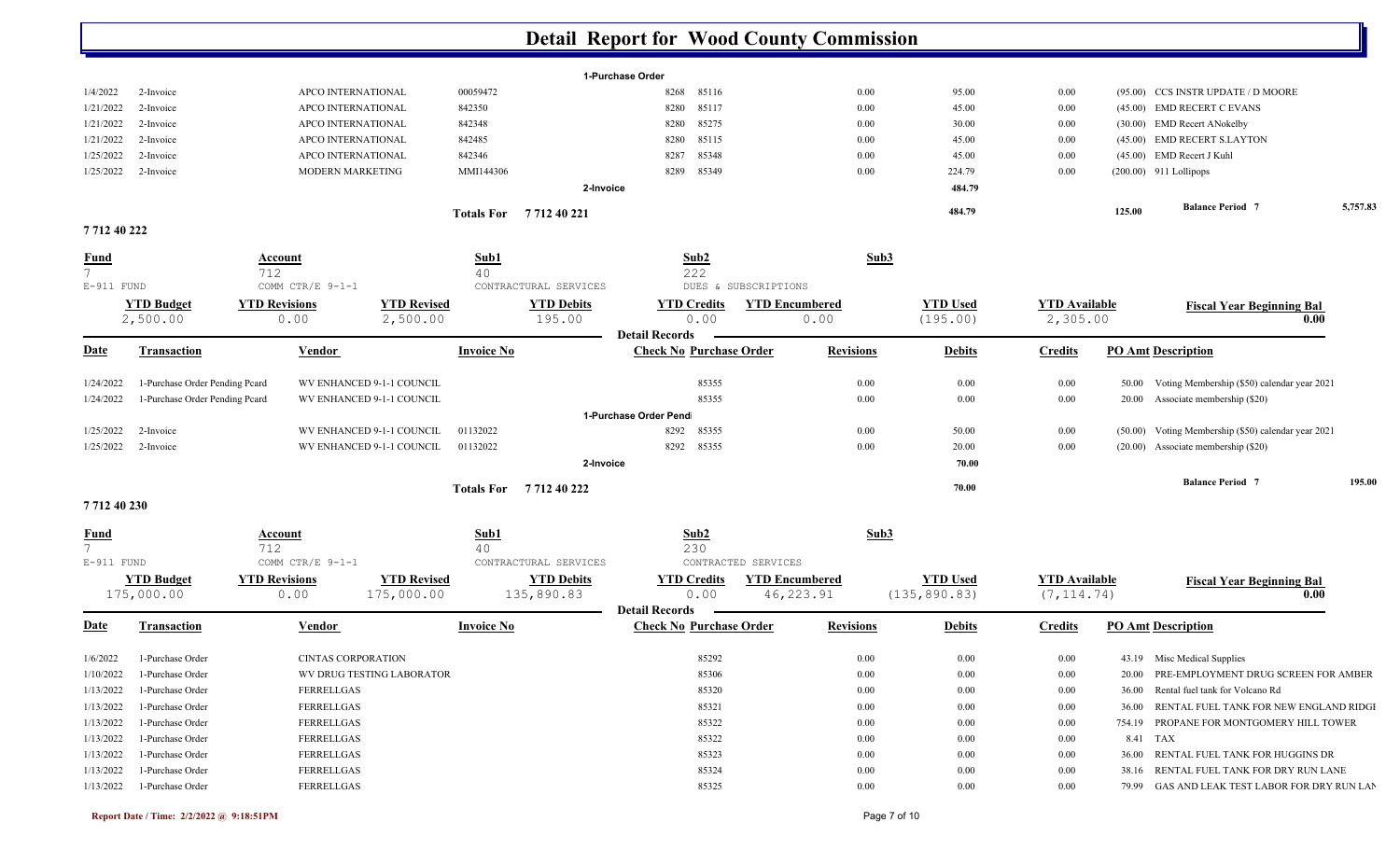# Detail Report for Wood County Commission

| Date | Transaction | Vendor | Invoice No | Check No | Purchase Order | Revisions | Debits | Credits | PO Amt | Description |
|---|---|---|---|---|---|---|---|---|---|---|
| | | | | 1-Purchase Order | | | | | | |
| 1/4/2022 | 2-Invoice | APCO INTERNATIONAL | 00059472 | 8268 | 85116 | 0.00 | 95.00 | 0.00 | (95.00) | CCS INSTR UPDATE / D MOORE |
| 1/21/2022 | 2-Invoice | APCO INTERNATIONAL | 842350 | 8280 | 85117 | 0.00 | 45.00 | 0.00 | (45.00) | EMD RECERT C EVANS |
| 1/21/2022 | 2-Invoice | APCO INTERNATIONAL | 842348 | 8280 | 85275 | 0.00 | 30.00 | 0.00 | (30.00) | EMD Recert ANokelby |
| 1/21/2022 | 2-Invoice | APCO INTERNATIONAL | 842485 | 8280 | 85115 | 0.00 | 45.00 | 0.00 | (45.00) | EMD RECERT S.LAYTON |
| 1/25/2022 | 2-Invoice | APCO INTERNATIONAL | 842346 | 8287 | 85348 | 0.00 | 45.00 | 0.00 | (45.00) | EMD Recert J Kuhl |
| 1/25/2022 | 2-Invoice | MODERN MARKETING | MMI144306 | 8289 | 85349 | 0.00 | 224.79 | 0.00 | (200.00) | 911 Lollipops |
| | | | | 2-Invoice | | | 484.79 | | | |

**Totals For 7 712 40 221** — 484.79 — 125.00 — **Balance Period 7** 5,757.83

## 7 712 40 222

| Fund | Account | Sub1 | Sub2 | Sub3 |
|---|---|---|---|---|
| 7 | 712 | 40 | 222 | |
| E-911 FUND | COMM CTR/E 9-1-1 | CONTRACTUAL SERVICES | DUES & SUBSCRIPTIONS | |

| YTD Budget | YTD Revisions | YTD Revised | YTD Debits | YTD Credits | YTD Encumbered | YTD Used | YTD Available | Fiscal Year Beginning Bal |
|---|---|---|---|---|---|---|---|---|
| 2,500.00 | 0.00 | 2,500.00 | 195.00 | 0.00 | 0.00 | (195.00) | 2,305.00 | 0.00 |

**Detail Records**

| Date | Transaction | Vendor | Invoice No | Check No | Purchase Order | Revisions | Debits | Credits | PO Amt | Description |
|---|---|---|---|---|---|---|---|---|---|---|
| 1/24/2022 | 1-Purchase Order Pending Pcard | WV ENHANCED 9-1-1 COUNCIL | | | 85355 | 0.00 | 0.00 | 0.00 | 50.00 | Voting Membership ($50) calendar year 2021 |
| 1/24/2022 | 1-Purchase Order Pending Pcard | WV ENHANCED 9-1-1 COUNCIL | | | 85355 | 0.00 | 0.00 | 0.00 | 20.00 | Associate membership ($20) |
| | | | | 1-Purchase Order Pend | | | | | | |
| 1/25/2022 | 2-Invoice | WV ENHANCED 9-1-1 COUNCIL | 01132022 | 8292 | 85355 | 0.00 | 50.00 | 0.00 | (50.00) | Voting Membership ($50) calendar year 2021 |
| 1/25/2022 | 2-Invoice | WV ENHANCED 9-1-1 COUNCIL | 01132022 | 8292 | 85355 | 0.00 | 20.00 | 0.00 | (20.00) | Associate membership ($20) |
| | | | | 2-Invoice | | | 70.00 | | | |

**Totals For 7 712 40 222** — 70.00 — **Balance Period 7** 195.00

## 7 712 40 230

| Fund | Account | Sub1 | Sub2 | Sub3 |
|---|---|---|---|---|
| 7 | 712 | 40 | 230 | |
| E-911 FUND | COMM CTR/E 9-1-1 | CONTRACTUAL SERVICES | CONTRACTED SERVICES | |

| YTD Budget | YTD Revisions | YTD Revised | YTD Debits | YTD Credits | YTD Encumbered | YTD Used | YTD Available | Fiscal Year Beginning Bal |
|---|---|---|---|---|---|---|---|---|
| 175,000.00 | 0.00 | 175,000.00 | 135,890.83 | 0.00 | 46,223.91 | (135,890.83) | (7,114.74) | 0.00 |

**Detail Records**

| Date | Transaction | Vendor | Invoice No | Check No | Purchase Order | Revisions | Debits | Credits | PO Amt | Description |
|---|---|---|---|---|---|---|---|---|---|---|
| 1/6/2022 | 1-Purchase Order | CINTAS CORPORATION | | | 85292 | 0.00 | 0.00 | 0.00 | 43.19 | Misc Medical Supplies |
| 1/10/2022 | 1-Purchase Order | WV DRUG TESTING LABORATOR | | | 85306 | 0.00 | 0.00 | 0.00 | 20.00 | PRE-EMPLOYMENT DRUG SCREEN FOR AMBER |
| 1/13/2022 | 1-Purchase Order | FERRELLGAS | | | 85320 | 0.00 | 0.00 | 0.00 | 36.00 | Rental fuel tank for Volcano Rd |
| 1/13/2022 | 1-Purchase Order | FERRELLGAS | | | 85321 | 0.00 | 0.00 | 0.00 | 36.00 | RENTAL FUEL TANK FOR NEW ENGLAND RIDGI |
| 1/13/2022 | 1-Purchase Order | FERRELLGAS | | | 85322 | 0.00 | 0.00 | 0.00 | 754.19 | PROPANE FOR MONTGOMERY HILL TOWER |
| 1/13/2022 | 1-Purchase Order | FERRELLGAS | | | 85322 | 0.00 | 0.00 | 0.00 | 8.41 | TAX |
| 1/13/2022 | 1-Purchase Order | FERRELLGAS | | | 85323 | 0.00 | 0.00 | 0.00 | 36.00 | RENTAL FUEL TANK FOR HUGGINS DR |
| 1/13/2022 | 1-Purchase Order | FERRELLGAS | | | 85324 | 0.00 | 0.00 | 0.00 | 38.16 | RENTAL FUEL TANK FOR DRY RUN LANE |
| 1/13/2022 | 1-Purchase Order | FERRELLGAS | | | 85325 | 0.00 | 0.00 | 0.00 | 79.99 | GAS AND LEAK TEST LABOR FOR DRY RUN LAN |

Report Date / Time: 2/2/2022 @ 9:18:51PM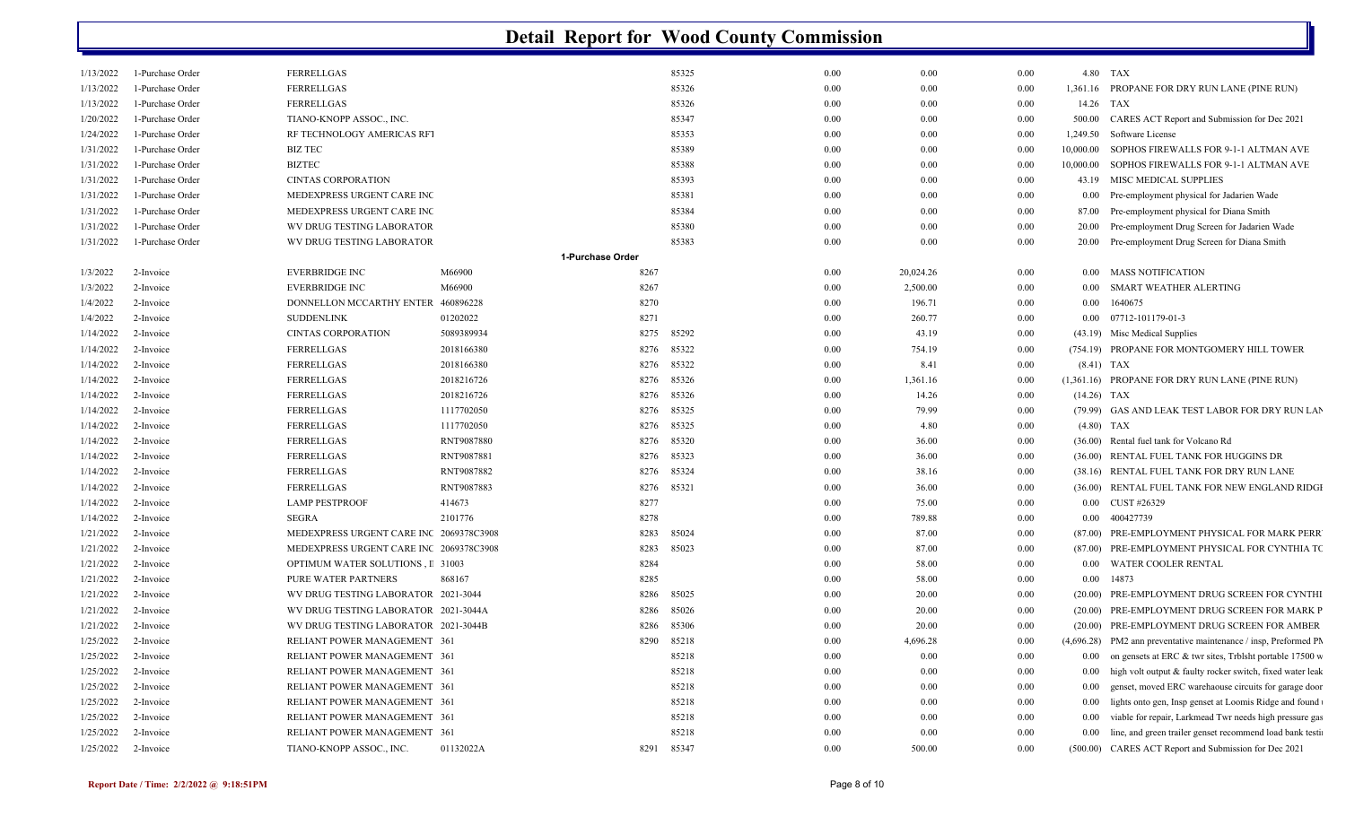# Detail Report for Wood County Commission

| Date | Type | Vendor | Invoice # | Check/Inv # | PO # | Col 1 | Col 2 | Col 3 | Col 4 | Description |
|---|---|---|---|---|---|---|---|---|---|---|
| 1/13/2022 | 1-Purchase Order | FERRELLGAS | | | 85325 | 0.00 | 0.00 | 0.00 | 4.80 | TAX |
| 1/13/2022 | 1-Purchase Order | FERRELLGAS | | | 85326 | 0.00 | 0.00 | 0.00 | 1,361.16 | PROPANE FOR DRY RUN LANE (PINE RUN) |
| 1/13/2022 | 1-Purchase Order | FERRELLGAS | | | 85326 | 0.00 | 0.00 | 0.00 | 14.26 | TAX |
| 1/20/2022 | 1-Purchase Order | TIANO-KNOPP ASSOC., INC. | | | 85347 | 0.00 | 0.00 | 0.00 | 500.00 | CARES ACT Report and Submission for Dec 2021 |
| 1/24/2022 | 1-Purchase Order | RF TECHNOLOGY AMERICAS RFT | | | 85353 | 0.00 | 0.00 | 0.00 | 1,249.50 | Software License |
| 1/31/2022 | 1-Purchase Order | BIZ TEC | | | 85389 | 0.00 | 0.00 | 0.00 | 10,000.00 | SOPHOS FIREWALLS FOR 9-1-1 ALTMAN AVE |
| 1/31/2022 | 1-Purchase Order | BIZTEC | | | 85388 | 0.00 | 0.00 | 0.00 | 10,000.00 | SOPHOS FIREWALLS FOR 9-1-1 ALTMAN AVE |
| 1/31/2022 | 1-Purchase Order | CINTAS CORPORATION | | | 85393 | 0.00 | 0.00 | 0.00 | 43.19 | MISC MEDICAL SUPPLIES |
| 1/31/2022 | 1-Purchase Order | MEDEXPRESS URGENT CARE INC | | | 85381 | 0.00 | 0.00 | 0.00 | 0.00 | Pre-employment physical for Jadarien Wade |
| 1/31/2022 | 1-Purchase Order | MEDEXPRESS URGENT CARE INC | | | 85384 | 0.00 | 0.00 | 0.00 | 87.00 | Pre-employment physical for Diana Smith |
| 1/31/2022 | 1-Purchase Order | WV DRUG TESTING LABORATOR | | | 85380 | 0.00 | 0.00 | 0.00 | 20.00 | Pre-employment Drug Screen for Jadarien Wade |
| 1/31/2022 | 1-Purchase Order | WV DRUG TESTING LABORATOR | | | 85383 | 0.00 | 0.00 | 0.00 | 20.00 | Pre-employment Drug Screen for Diana Smith |
| | | | | 1-Purchase Order | | | | | | |
| 1/3/2022 | 2-Invoice | EVERBRIDGE INC | M66900 | 8267 | | 0.00 | 20,024.26 | 0.00 | 0.00 | MASS NOTIFICATION |
| 1/3/2022 | 2-Invoice | EVERBRIDGE INC | M66900 | 8267 | | 0.00 | 2,500.00 | 0.00 | 0.00 | SMART WEATHER ALERTING |
| 1/4/2022 | 2-Invoice | DONNELLON MCCARTHY ENTER | 460896228 | 8270 | | 0.00 | 196.71 | 0.00 | 0.00 | 1640675 |
| 1/4/2022 | 2-Invoice | SUDDENLINK | 01202022 | 8271 | | 0.00 | 260.77 | 0.00 | 0.00 | 07712-101179-01-3 |
| 1/14/2022 | 2-Invoice | CINTAS CORPORATION | 5089389934 | 8275 | 85292 | 0.00 | 43.19 | 0.00 | (43.19) | Misc Medical Supplies |
| 1/14/2022 | 2-Invoice | FERRELLGAS | 2018166380 | 8276 | 85322 | 0.00 | 754.19 | 0.00 | (754.19) | PROPANE FOR MONTGOMERY HILL TOWER |
| 1/14/2022 | 2-Invoice | FERRELLGAS | 2018166380 | 8276 | 85322 | 0.00 | 8.41 | 0.00 | (8.41) | TAX |
| 1/14/2022 | 2-Invoice | FERRELLGAS | 2018216726 | 8276 | 85326 | 0.00 | 1,361.16 | 0.00 | (1,361.16) | PROPANE FOR DRY RUN LANE (PINE RUN) |
| 1/14/2022 | 2-Invoice | FERRELLGAS | 2018216726 | 8276 | 85326 | 0.00 | 14.26 | 0.00 | (14.26) | TAX |
| 1/14/2022 | 2-Invoice | FERRELLGAS | 1117702050 | 8276 | 85325 | 0.00 | 79.99 | 0.00 | (79.99) | GAS AND LEAK TEST LABOR FOR DRY RUN LAN |
| 1/14/2022 | 2-Invoice | FERRELLGAS | 1117702050 | 8276 | 85325 | 0.00 | 4.80 | 0.00 | (4.80) | TAX |
| 1/14/2022 | 2-Invoice | FERRELLGAS | RNT9087880 | 8276 | 85320 | 0.00 | 36.00 | 0.00 | (36.00) | Rental fuel tank for Volcano Rd |
| 1/14/2022 | 2-Invoice | FERRELLGAS | RNT9087881 | 8276 | 85323 | 0.00 | 36.00 | 0.00 | (36.00) | RENTAL FUEL TANK FOR HUGGINS DR |
| 1/14/2022 | 2-Invoice | FERRELLGAS | RNT9087882 | 8276 | 85324 | 0.00 | 38.16 | 0.00 | (38.16) | RENTAL FUEL TANK FOR DRY RUN LANE |
| 1/14/2022 | 2-Invoice | FERRELLGAS | RNT9087883 | 8276 | 85321 | 0.00 | 36.00 | 0.00 | (36.00) | RENTAL FUEL TANK FOR NEW ENGLAND RIDGI |
| 1/14/2022 | 2-Invoice | LAMP PESTPROOF | 414673 | 8277 | | 0.00 | 75.00 | 0.00 | 0.00 | CUST #26329 |
| 1/14/2022 | 2-Invoice | SEGRA | 2101776 | 8278 | | 0.00 | 789.88 | 0.00 | 0.00 | 400427739 |
| 1/21/2022 | 2-Invoice | MEDEXPRESS URGENT CARE INC | 2069378C3908 | 8283 | 85024 | 0.00 | 87.00 | 0.00 | (87.00) | PRE-EMPLOYMENT PHYSICAL FOR MARK PERR |
| 1/21/2022 | 2-Invoice | MEDEXPRESS URGENT CARE INC | 2069378C3908 | 8283 | 85023 | 0.00 | 87.00 | 0.00 | (87.00) | PRE-EMPLOYMENT PHYSICAL FOR CYNTHIA TC |
| 1/21/2022 | 2-Invoice | OPTIMUM WATER SOLUTIONS , I | 31003 | 8284 | | 0.00 | 58.00 | 0.00 | 0.00 | WATER COOLER RENTAL |
| 1/21/2022 | 2-Invoice | PURE WATER PARTNERS | 868167 | 8285 | | 0.00 | 58.00 | 0.00 | 0.00 | 14873 |
| 1/21/2022 | 2-Invoice | WV DRUG TESTING LABORATOR | 2021-3044 | 8286 | 85025 | 0.00 | 20.00 | 0.00 | (20.00) | PRE-EMPLOYMENT DRUG SCREEN FOR CYNTHI |
| 1/21/2022 | 2-Invoice | WV DRUG TESTING LABORATOR | 2021-3044A | 8286 | 85026 | 0.00 | 20.00 | 0.00 | (20.00) | PRE-EMPLOYMENT DRUG SCREEN FOR MARK P |
| 1/21/2022 | 2-Invoice | WV DRUG TESTING LABORATOR | 2021-3044B | 8286 | 85306 | 0.00 | 20.00 | 0.00 | (20.00) | PRE-EMPLOYMENT DRUG SCREEN FOR AMBER |
| 1/25/2022 | 2-Invoice | RELIANT POWER MANAGEMENT | 361 | 8290 | 85218 | 0.00 | 4,696.28 | 0.00 | (4,696.28) | PM2 ann preventative maintenance / insp, Preformed PM |
| 1/25/2022 | 2-Invoice | RELIANT POWER MANAGEMENT | 361 | | 85218 | 0.00 | 0.00 | 0.00 | 0.00 | on gensets at ERC & twr sites, Trblsht portable 17500 w |
| 1/25/2022 | 2-Invoice | RELIANT POWER MANAGEMENT | 361 | | 85218 | 0.00 | 0.00 | 0.00 | 0.00 | high volt output & faulty rocker switch, fixed water leak |
| 1/25/2022 | 2-Invoice | RELIANT POWER MANAGEMENT | 361 | | 85218 | 0.00 | 0.00 | 0.00 | 0.00 | genset, moved ERC warehaouse circuits for garage door |
| 1/25/2022 | 2-Invoice | RELIANT POWER MANAGEMENT | 361 | | 85218 | 0.00 | 0.00 | 0.00 | 0.00 | lights onto gen, Insp genset at Loomis Ridge and found |
| 1/25/2022 | 2-Invoice | RELIANT POWER MANAGEMENT | 361 | | 85218 | 0.00 | 0.00 | 0.00 | 0.00 | viable for repair, Larkmead Twr needs high pressure gas |
| 1/25/2022 | 2-Invoice | RELIANT POWER MANAGEMENT | 361 | | 85218 | 0.00 | 0.00 | 0.00 | 0.00 | line, and green trailer genset recommend load bank testi |
| 1/25/2022 | 2-Invoice | TIANO-KNOPP ASSOC., INC. | 01132022A | 8291 | 85347 | 0.00 | 500.00 | 0.00 | (500.00) | CARES ACT Report and Submission for Dec 2021 |

Report Date / Time: 2/2/2022 @ 9:18:51PM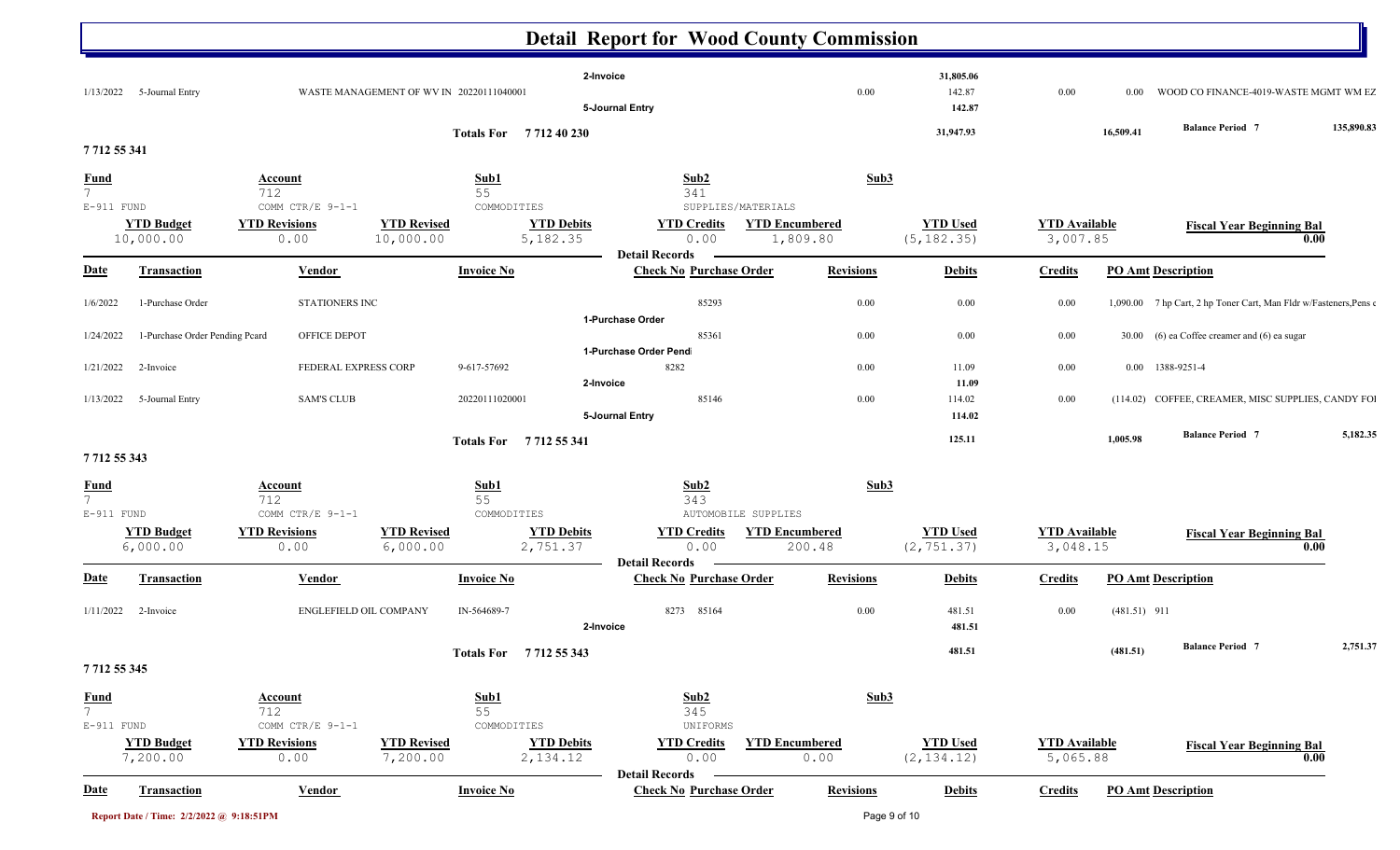# Detail Report for Wood County Commission

| Date | Transaction | Vendor | Invoice No | Check No Purchase Order | Revisions | Debits | Credits | PO Amt | Description |
|---|---|---|---|---|---|---|---|---|---|
| | | | | 2-Invoice | | 31,805.06 | | | |
| 1/13/2022 | 5-Journal Entry | WASTE MANAGEMENT OF WV IN | 20220111040001 | | 0.00 | 142.87 | 0.00 | 0.00 | WOOD CO FINANCE-4019-WASTE MGMT WM EZ |
| | | | | 5-Journal Entry | | 142.87 | | | |
| | | | Totals For 7 712 40 230 | | | 31,947.93 | | 16,509.41 | Balance Period 7 135,890.83 |

## 7 712 55 341

| Fund | Account | Sub1 | Sub2 | Sub3 |
|---|---|---|---|---|
| 7 | 712 | 55 | 341 | |
| E-911 FUND | COMM CTR/E 9-1-1 | COMMODITIES | SUPPLIES/MATERIALS | |

| YTD Budget | YTD Revisions | YTD Revised | YTD Debits | YTD Credits | YTD Encumbered | YTD Used | YTD Available | Fiscal Year Beginning Bal |
|---|---|---|---|---|---|---|---|---|
| 10,000.00 | 0.00 | 10,000.00 | 5,182.35 | 0.00 | 1,809.80 | (5,182.35) | 3,007.85 | 0.00 |

**Detail Records**

| Date | Transaction | Vendor | Invoice No | Check No Purchase Order | Revisions | Debits | Credits | PO Amt | Description |
|---|---|---|---|---|---|---|---|---|---|
| 1/6/2022 | 1-Purchase Order | STATIONERS INC | | 85293 | 0.00 | 0.00 | 0.00 | 1,090.00 | 7 hp Cart, 2 hp Toner Cart, Man Fldr w/Fasteners,Pens c |
| | | | | 1-Purchase Order | | | | | |
| 1/24/2022 | 1-Purchase Order Pending Pcard | OFFICE DEPOT | | 85361 | 0.00 | 0.00 | 0.00 | 30.00 | (6) ea Coffee creamer and (6) ea sugar |
| | | | | 1-Purchase Order Pendi | | | | | |
| 1/21/2022 | 2-Invoice | FEDERAL EXPRESS CORP | 9-617-57692 | 8282 | 0.00 | 11.09 | 0.00 | 0.00 | 1388-9251-4 |
| | | | | 2-Invoice | | 11.09 | | | |
| 1/13/2022 | 5-Journal Entry | SAM'S CLUB | 20220111020001 | 85146 | 0.00 | 114.02 | 0.00 | (114.02) | COFFEE, CREAMER, MISC SUPPLIES, CANDY FOI |
| | | | | 5-Journal Entry | | 114.02 | | | |
| | | | Totals For 7 712 55 341 | | | 125.11 | | 1,005.98 | Balance Period 7 5,182.35 |

## 7 712 55 343

| Fund | Account | Sub1 | Sub2 | Sub3 |
|---|---|---|---|---|
| 7 | 712 | 55 | 343 | |
| E-911 FUND | COMM CTR/E 9-1-1 | COMMODITIES | AUTOMOBILE SUPPLIES | |

| YTD Budget | YTD Revisions | YTD Revised | YTD Debits | YTD Credits | YTD Encumbered | YTD Used | YTD Available | Fiscal Year Beginning Bal |
|---|---|---|---|---|---|---|---|---|
| 6,000.00 | 0.00 | 6,000.00 | 2,751.37 | 0.00 | 200.48 | (2,751.37) | 3,048.15 | 0.00 |

**Detail Records**

| Date | Transaction | Vendor | Invoice No | Check No Purchase Order | Revisions | Debits | Credits | PO Amt | Description |
|---|---|---|---|---|---|---|---|---|---|
| 1/11/2022 | 2-Invoice | ENGLEFIELD OIL COMPANY | IN-564689-7 | 8273 85164 | 0.00 | 481.51 | 0.00 | (481.51) | 911 |
| | | | | 2-Invoice | | 481.51 | | | |
| | | | Totals For 7 712 55 343 | | | 481.51 | | (481.51) | Balance Period 7 2,751.37 |

## 7 712 55 345

| Fund | Account | Sub1 | Sub2 | Sub3 |
|---|---|---|---|---|
| 7 | 712 | 55 | 345 | |
| E-911 FUND | COMM CTR/E 9-1-1 | COMMODITIES | UNIFORMS | |

| YTD Budget | YTD Revisions | YTD Revised | YTD Debits | YTD Credits | YTD Encumbered | YTD Used | YTD Available | Fiscal Year Beginning Bal |
|---|---|---|---|---|---|---|---|---|
| 7,200.00 | 0.00 | 7,200.00 | 2,134.12 | 0.00 | 0.00 | (2,134.12) | 5,065.88 | 0.00 |

**Detail Records**

| Date | Transaction | Vendor | Invoice No | Check No Purchase Order | Revisions | Debits | Credits | PO Amt | Description |
|---|---|---|---|---|---|---|---|---|---|

Report Date / Time: 2/2/2022 @ 9:18:51PM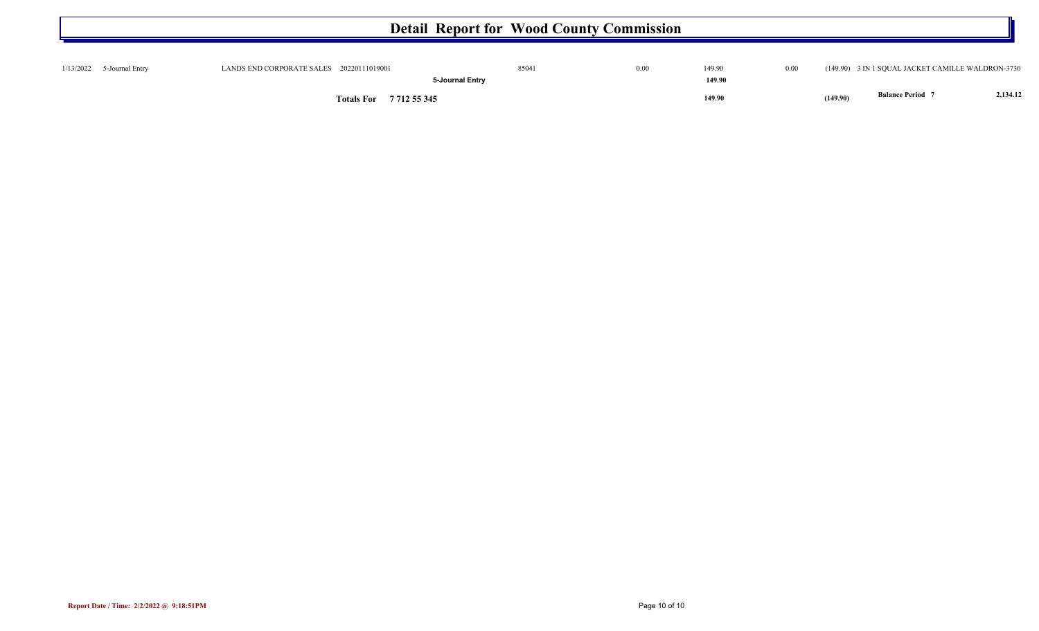# Detail Report for Wood County Commission

| | | | | | | | | | | |
|---|---|---|---|---|---|---|---|---|---|---|
| 1/13/2022 | 5-Journal Entry | LANDS END CORPORATE SALES | 20220111019001 | 85041 | 0.00 | 149.90 | 0.00 | (149.90) | 3 IN 1 SQUAL JACKET CAMILLE WALDRON-3730 | |
| | | | **5-Journal Entry** | | | **149.90** | | | | |
| | | **Totals For** | **7 712 55 345** | | | **149.90** | | **(149.90)** | **Balance Period 7** | **2,134.12** |

**Report Date / Time: 2/2/2022 @ 9:18:51PM**